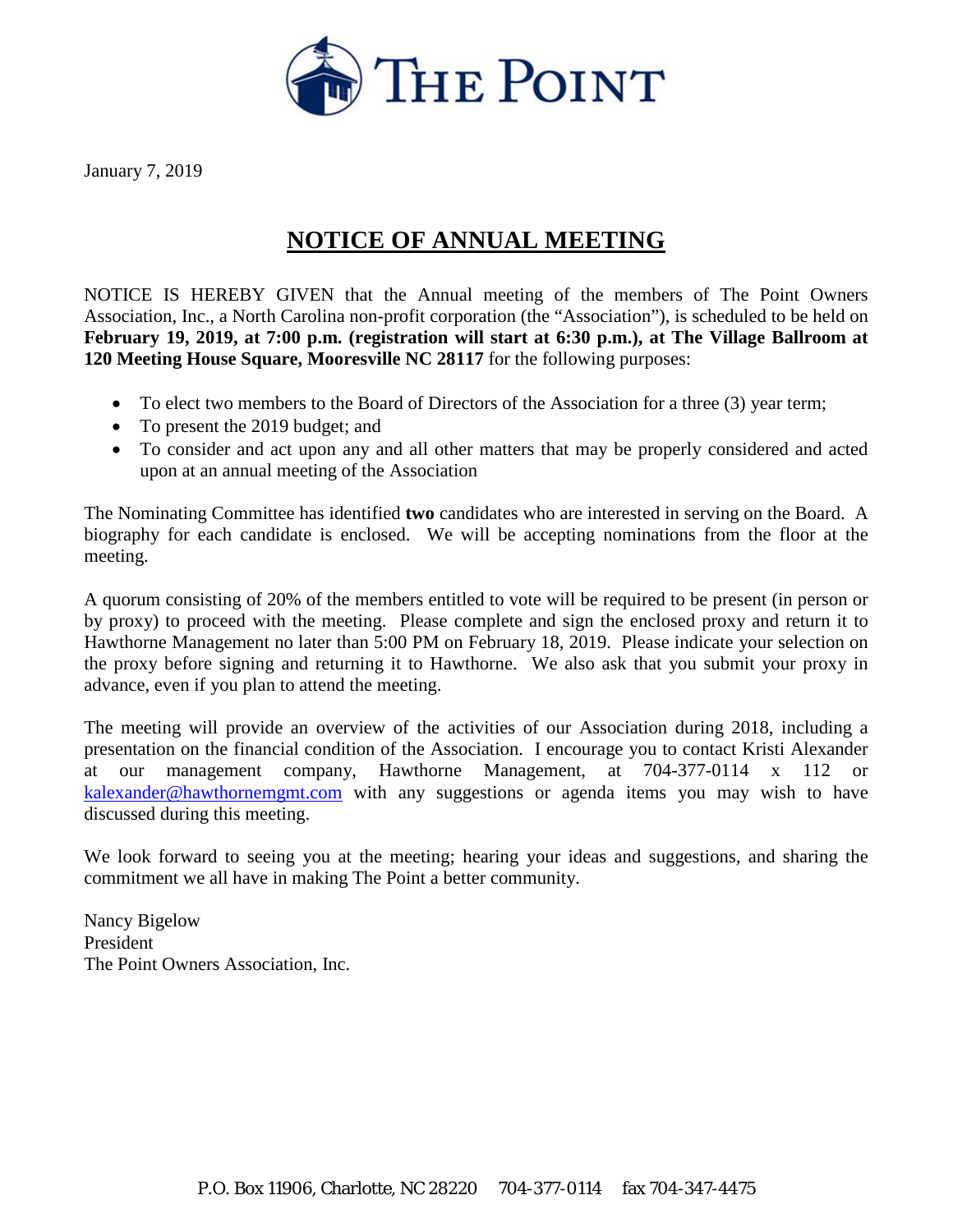# THE POINT

January 7, 2019

## NOTICE OF ANNUAL MEETING

NOTICE IS HEREBY GIVEN that the Annual meeting of the members of The Point Owners Association, Inc., a North Carolina non-profit corporation (the "Association"), is scheduled to be held on **February 19, 2019, at 7:00 p.m. (registration will start at 6:30 p.m.), at The Village Ballroom at 120 Meeting House Square, Mooresville NC 28117** for the following purposes:

- To elect two members to the Board of Directors of the Association for a three (3) year term;
- To present the 2019 budget; and
- To consider and act upon any and all other matters that may be properly considered and acted upon at an annual meeting of the Association

The Nominating Committee has identified **two** candidates who are interested in serving on the Board. A biography for each candidate is enclosed. We will be accepting nominations from the floor at the meeting.

A quorum consisting of 20% of the members entitled to vote will be required to be present (in person or by proxy) to proceed with the meeting. Please complete and sign the enclosed proxy and return it to Hawthorne Management no later than 5:00 PM on February 18, 2019. Please indicate your selection on the proxy before signing and returning it to Hawthorne. We also ask that you submit your proxy in advance, even if you plan to attend the meeting.

The meeting will provide an overview of the activities of our Association during 2018, including a presentation on the financial condition of the Association. I encourage you to contact Kristi Alexander at our management company, Hawthorne Management, at 704-377-0114 x 112 or kalexander@hawthornemgmt.com with any suggestions or agenda items you may wish to have discussed during this meeting.

We look forward to seeing you at the meeting; hearing your ideas and suggestions, and sharing the commitment we all have in making The Point a better community.

Nancy Bigelow
President
The Point Owners Association, Inc.

P.O. Box 11906, Charlotte, NC 28220 704-377-0114 fax 704-347-4475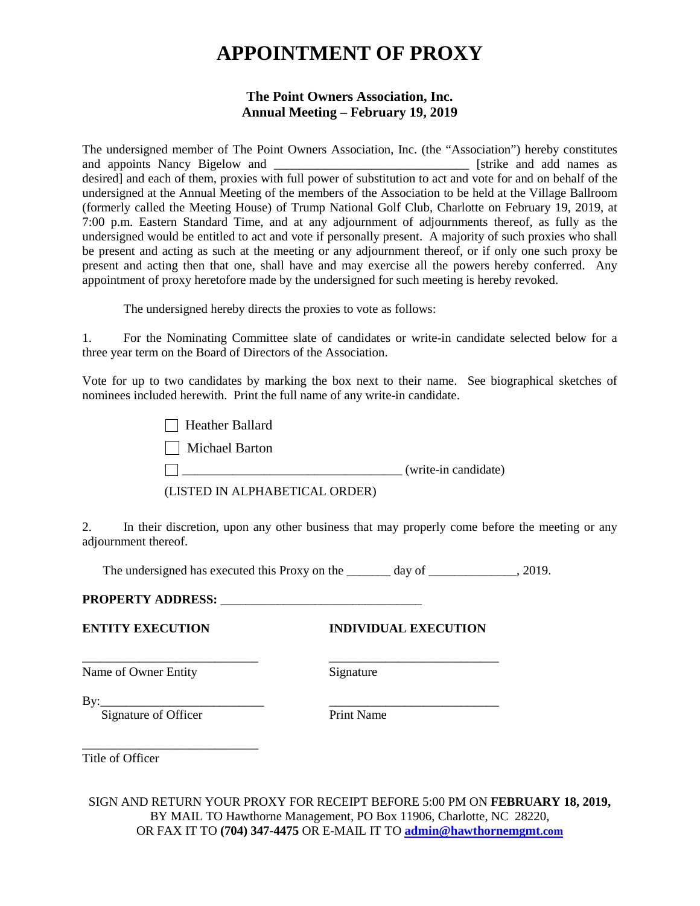# APPOINTMENT OF PROXY

**The Point Owners Association, Inc.**
**Annual Meeting – February 19, 2019**

The undersigned member of The Point Owners Association, Inc. (the "Association") hereby constitutes and appoints Nancy Bigelow and ______________________________ [strike and add names as desired] and each of them, proxies with full power of substitution to act and vote for and on behalf of the undersigned at the Annual Meeting of the members of the Association to be held at the Village Ballroom (formerly called the Meeting House) of Trump National Golf Club, Charlotte on February 19, 2019, at 7:00 p.m. Eastern Standard Time, and at any adjournment of adjournments thereof, as fully as the undersigned would be entitled to act and vote if personally present. A majority of such proxies who shall be present and acting as such at the meeting or any adjournment thereof, or if only one such proxy be present and acting then that one, shall have and may exercise all the powers hereby conferred. Any appointment of proxy heretofore made by the undersigned for such meeting is hereby revoked.

The undersigned hereby directs the proxies to vote as follows:

1. For the Nominating Committee slate of candidates or write-in candidate selected below for a three year term on the Board of Directors of the Association.

Vote for up to two candidates by marking the box next to their name. See biographical sketches of nominees included herewith. Print the full name of any write-in candidate.

- ☐ Heather Ballard
- ☐ Michael Barton
- ☐ __________________________________ (write-in candidate)

(LISTED IN ALPHABETICAL ORDER)

2. In their discretion, upon any other business that may properly come before the meeting or any adjournment thereof.

The undersigned has executed this Proxy on the _______ day of ______________, 2019.

**PROPERTY ADDRESS:** ________________________________

| **ENTITY EXECUTION** | **INDIVIDUAL EXECUTION** |
|---|---|
| ____________________________<br>Name of Owner Entity | ___________________________<br>Signature |
| By:__________________________<br>Signature of Officer | ___________________________<br>Print Name |
| ____________________________<br>Title of Officer | |

SIGN AND RETURN YOUR PROXY FOR RECEIPT BEFORE 5:00 PM ON **FEBRUARY 18, 2019,** BY MAIL TO Hawthorne Management, PO Box 11906, Charlotte, NC 28220, OR FAX IT TO **(704) 347-4475** OR E-MAIL IT TO **admin@hawthornemgmt.com**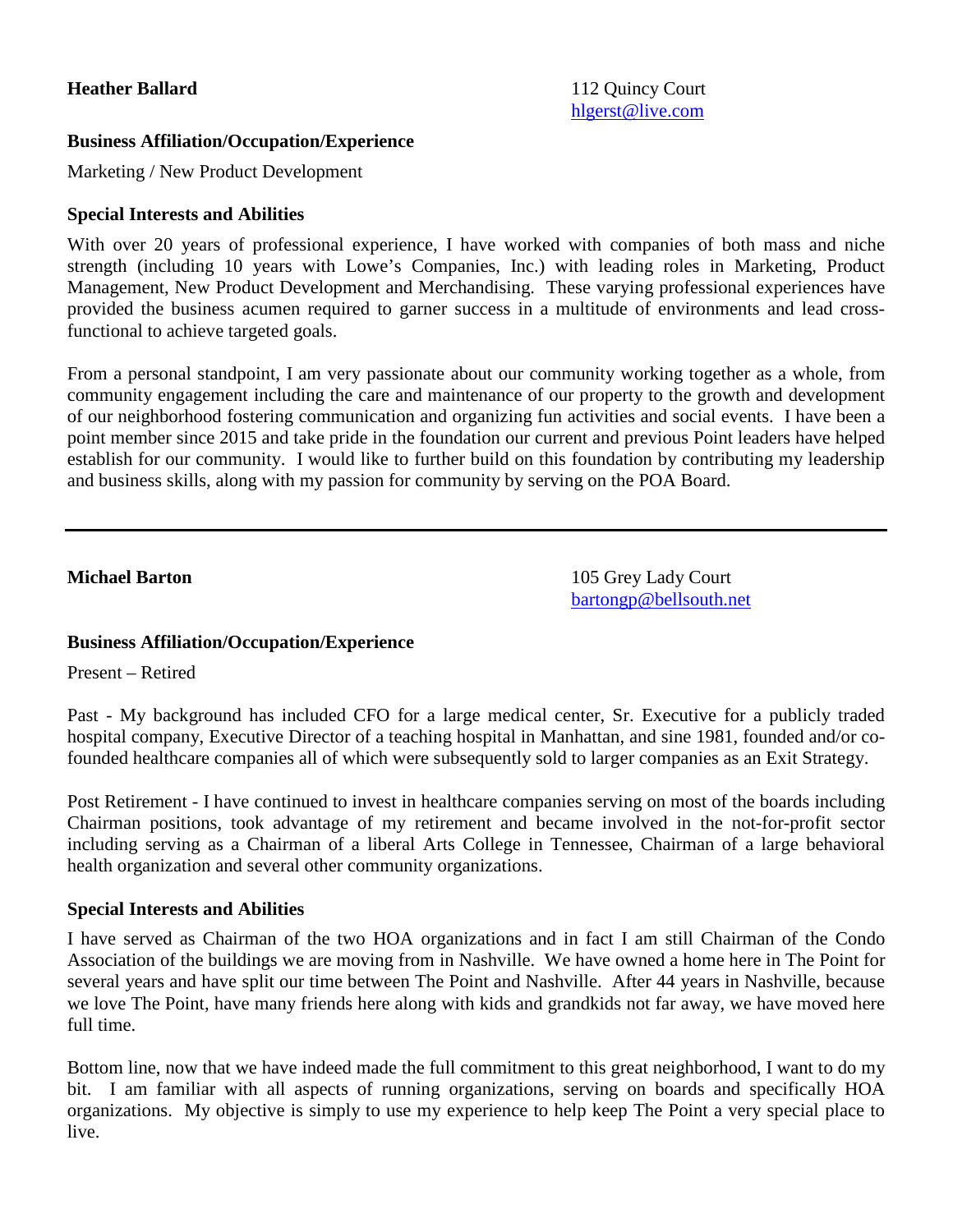**Heather Ballard**

112 Quincy Court
hlgerst@live.com

**Business Affiliation/Occupation/Experience**

Marketing / New Product Development

**Special Interests and Abilities**

With over 20 years of professional experience, I have worked with companies of both mass and niche strength (including 10 years with Lowe's Companies, Inc.) with leading roles in Marketing, Product Management, New Product Development and Merchandising. These varying professional experiences have provided the business acumen required to garner success in a multitude of environments and lead cross-functional to achieve targeted goals.

From a personal standpoint, I am very passionate about our community working together as a whole, from community engagement including the care and maintenance of our property to the growth and development of our neighborhood fostering communication and organizing fun activities and social events. I have been a point member since 2015 and take pride in the foundation our current and previous Point leaders have helped establish for our community. I would like to further build on this foundation by contributing my leadership and business skills, along with my passion for community by serving on the POA Board.

---

**Michael Barton**

105 Grey Lady Court
bartongp@bellsouth.net

**Business Affiliation/Occupation/Experience**

Present – Retired

Past - My background has included CFO for a large medical center, Sr. Executive for a publicly traded hospital company, Executive Director of a teaching hospital in Manhattan, and sine 1981, founded and/or co-founded healthcare companies all of which were subsequently sold to larger companies as an Exit Strategy.

Post Retirement - I have continued to invest in healthcare companies serving on most of the boards including Chairman positions, took advantage of my retirement and became involved in the not-for-profit sector including serving as a Chairman of a liberal Arts College in Tennessee, Chairman of a large behavioral health organization and several other community organizations.

**Special Interests and Abilities**

I have served as Chairman of the two HOA organizations and in fact I am still Chairman of the Condo Association of the buildings we are moving from in Nashville. We have owned a home here in The Point for several years and have split our time between The Point and Nashville. After 44 years in Nashville, because we love The Point, have many friends here along with kids and grandkids not far away, we have moved here full time.

Bottom line, now that we have indeed made the full commitment to this great neighborhood, I want to do my bit. I am familiar with all aspects of running organizations, serving on boards and specifically HOA organizations. My objective is simply to use my experience to help keep The Point a very special place to live.